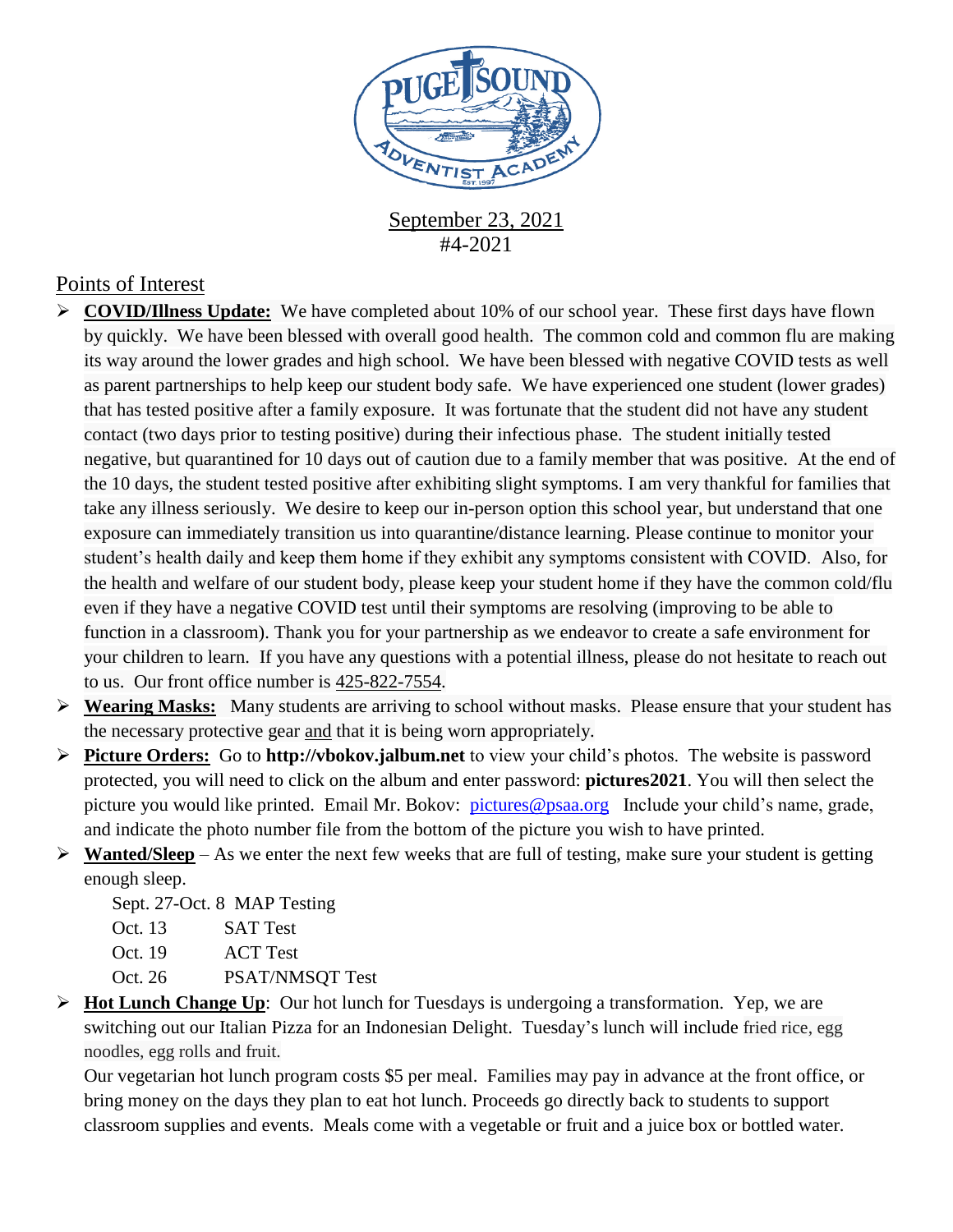September 23, 2021
#4-2021

## Points of Interest

- **COVID/Illness Update:** We have completed about 10% of our school year. These first days have flown by quickly. We have been blessed with overall good health. The common cold and common flu are making its way around the lower grades and high school. We have been blessed with negative COVID tests as well as parent partnerships to help keep our student body safe. We have experienced one student (lower grades) that has tested positive after a family exposure. It was fortunate that the student did not have any student contact (two days prior to testing positive) during their infectious phase. The student initially tested negative, but quarantined for 10 days out of caution due to a family member that was positive. At the end of the 10 days, the student tested positive after exhibiting slight symptoms. I am very thankful for families that take any illness seriously. We desire to keep our in-person option this school year, but understand that one exposure can immediately transition us into quarantine/distance learning. Please continue to monitor your student's health daily and keep them home if they exhibit any symptoms consistent with COVID. Also, for the health and welfare of our student body, please keep your student home if they have the common cold/flu even if they have a negative COVID test until their symptoms are resolving (improving to be able to function in a classroom). Thank you for your partnership as we endeavor to create a safe environment for your children to learn. If you have any questions with a potential illness, please do not hesitate to reach out to us. Our front office number is 425-822-7554.
- **Wearing Masks:** Many students are arriving to school without masks. Please ensure that your student has the necessary protective gear and that it is being worn appropriately.
- **Picture Orders:** Go to **http://vbokov.jalbum.net** to view your child's photos. The website is password protected, you will need to click on the album and enter password: **pictures2021**. You will then select the picture you would like printed. Email Mr. Bokov: pictures@psaa.org Include your child's name, grade, and indicate the photo number file from the bottom of the picture you wish to have printed.
- **Wanted/Sleep** – As we enter the next few weeks that are full of testing, make sure your student is getting enough sleep.

  Sept. 27-Oct. 8 MAP Testing
  Oct. 13 SAT Test
  Oct. 19 ACT Test
  Oct. 26 PSAT/NMSQT Test

- **Hot Lunch Change Up**: Our hot lunch for Tuesdays is undergoing a transformation. Yep, we are switching out our Italian Pizza for an Indonesian Delight. Tuesday's lunch will include fried rice, egg noodles, egg rolls and fruit.

  Our vegetarian hot lunch program costs $5 per meal. Families may pay in advance at the front office, or bring money on the days they plan to eat hot lunch. Proceeds go directly back to students to support classroom supplies and events. Meals come with a vegetable or fruit and a juice box or bottled water.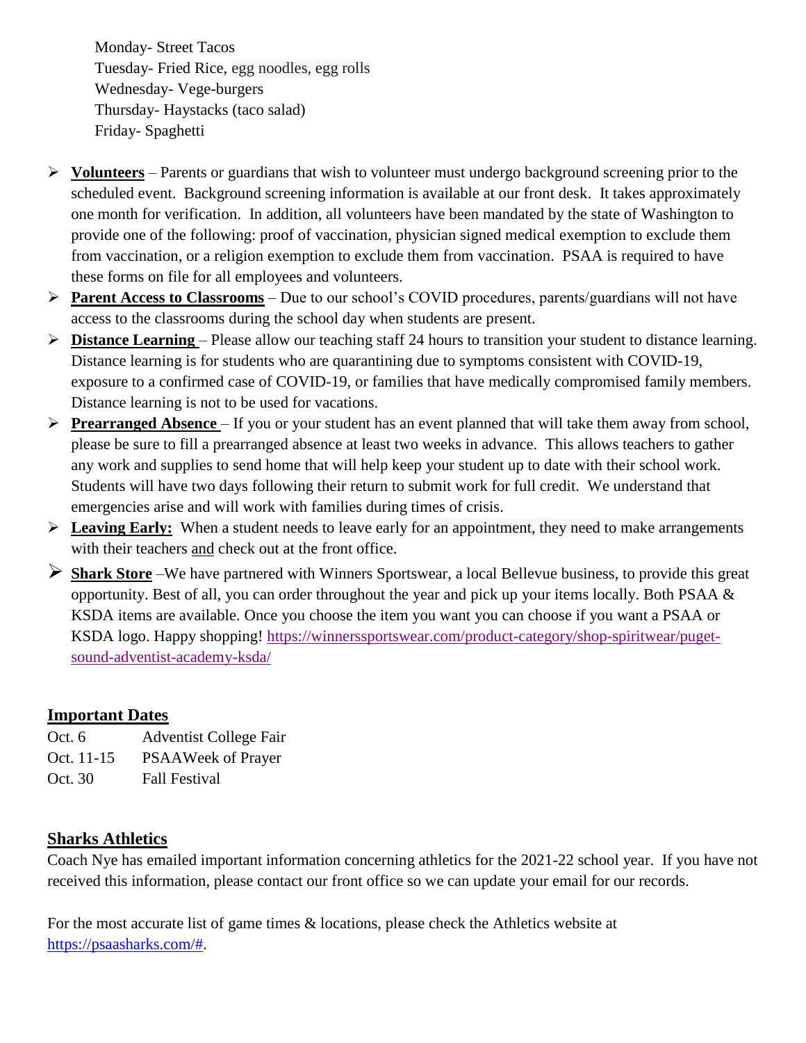Monday- Street Tacos
Tuesday- Fried Rice, egg noodles, egg rolls
Wednesday- Vege-burgers
Thursday- Haystacks (taco salad)
Friday- Spaghetti

- **Volunteers** – Parents or guardians that wish to volunteer must undergo background screening prior to the scheduled event. Background screening information is available at our front desk. It takes approximately one month for verification. In addition, all volunteers have been mandated by the state of Washington to provide one of the following: proof of vaccination, physician signed medical exemption to exclude them from vaccination, or a religion exemption to exclude them from vaccination. PSAA is required to have these forms on file for all employees and volunteers.
- **Parent Access to Classrooms** – Due to our school's COVID procedures, parents/guardians will not have access to the classrooms during the school day when students are present.
- **Distance Learning** – Please allow our teaching staff 24 hours to transition your student to distance learning. Distance learning is for students who are quarantining due to symptoms consistent with COVID-19, exposure to a confirmed case of COVID-19, or families that have medically compromised family members. Distance learning is not to be used for vacations.
- **Prearranged Absence** – If you or your student has an event planned that will take them away from school, please be sure to fill a prearranged absence at least two weeks in advance. This allows teachers to gather any work and supplies to send home that will help keep your student up to date with their school work. Students will have two days following their return to submit work for full credit. We understand that emergencies arise and will work with families during times of crisis.
- **Leaving Early:** When a student needs to leave early for an appointment, they need to make arrangements with their teachers and check out at the front office.
- **Shark Store** –We have partnered with Winners Sportswear, a local Bellevue business, to provide this great opportunity. Best of all, you can order throughout the year and pick up your items locally. Both PSAA & KSDA items are available. Once you choose the item you want you can choose if you want a PSAA or KSDA logo. Happy shopping! https://winnerssportswear.com/product-category/shop-spiritwear/puget-sound-adventist-academy-ksda/

## Important Dates

| | |
|---|---|
| Oct. 6 | Adventist College Fair |
| Oct. 11-15 | PSAAWeek of Prayer |
| Oct. 30 | Fall Festival |

## Sharks Athletics

Coach Nye has emailed important information concerning athletics for the 2021-22 school year. If you have not received this information, please contact our front office so we can update your email for our records.

For the most accurate list of game times & locations, please check the Athletics website at https://psaasharks.com/#.